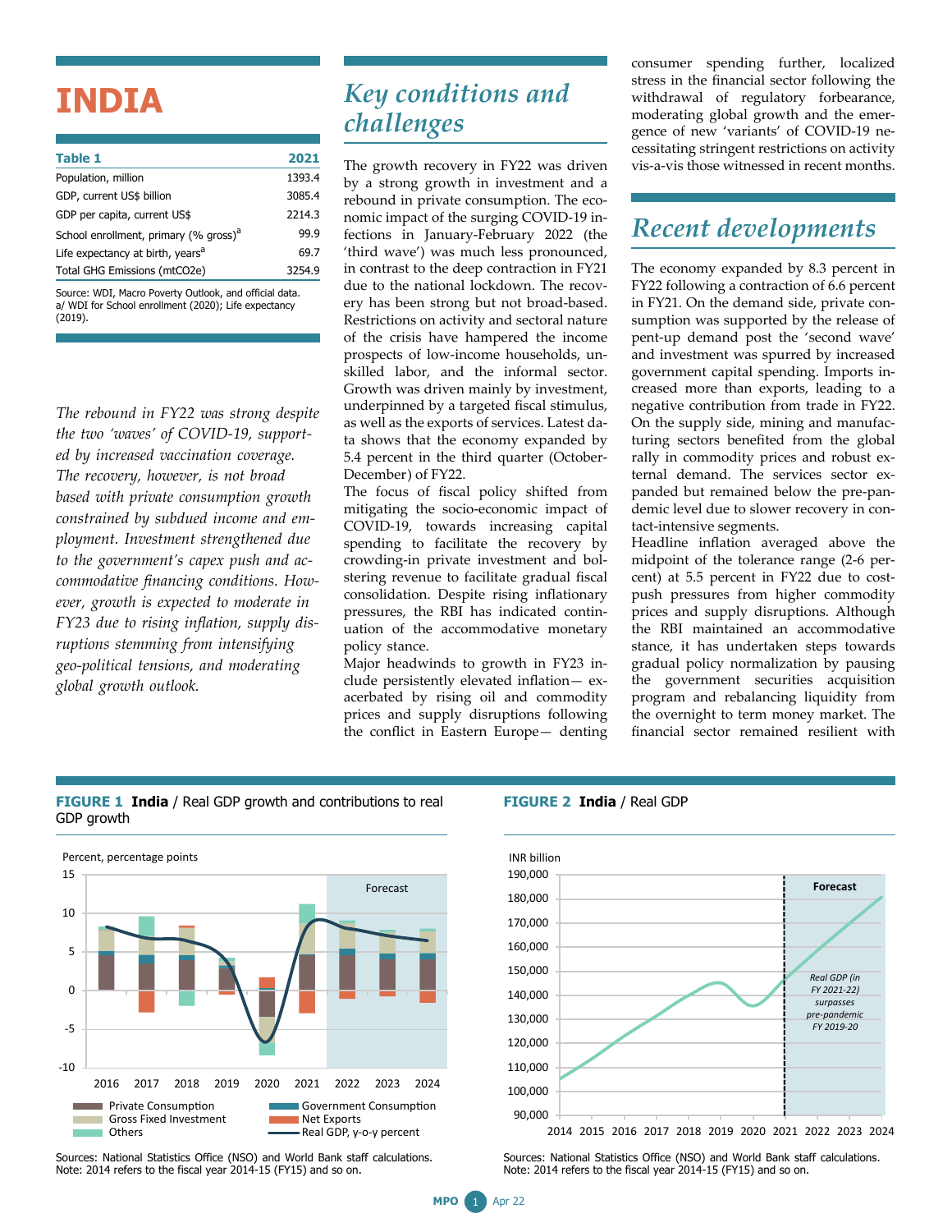# INDIA

| Table 1 | 2021 |
|---|---|
| Population, million | 1393.4 |
| GDP, current US$ billion | 3085.4 |
| GDP per capita, current US$ | 2214.3 |
| School enrollment, primary (% gross)[a] | 99.9 |
| Life expectancy at birth, years[a] | 69.7 |
| Total GHG Emissions (mtCO2e) | 3254.9 |

Source: WDI, Macro Poverty Outlook, and official data.
a/ WDI for School enrollment (2020); Life expectancy (2019).

*The rebound in FY22 was strong despite the two 'waves' of COVID-19, supported by increased vaccination coverage. The recovery, however, is not broad based with private consumption growth constrained by subdued income and employment. Investment strengthened due to the government's capex push and accommodative financing conditions. However, growth is expected to moderate in FY23 due to rising inflation, supply disruptions stemming from intensifying geo-political tensions, and moderating global growth outlook.*

## Key conditions and challenges

The growth recovery in FY22 was driven by a strong growth in investment and a rebound in private consumption. The economic impact of the surging COVID-19 infections in January-February 2022 (the 'third wave') was much less pronounced, in contrast to the deep contraction in FY21 due to the national lockdown. The recovery has been strong but not broad-based. Restrictions on activity and sectoral nature of the crisis have hampered the income prospects of low-income households, unskilled labor, and the informal sector. Growth was driven mainly by investment, underpinned by a targeted fiscal stimulus, as well as the exports of services. Latest data shows that the economy expanded by 5.4 percent in the third quarter (October-December) of FY22.

The focus of fiscal policy shifted from mitigating the socio-economic impact of COVID-19, towards increasing capital spending to facilitate the recovery by crowding-in private investment and bolstering revenue to facilitate gradual fiscal consolidation. Despite rising inflationary pressures, the RBI has indicated continuation of the accommodative monetary policy stance.

Major headwinds to growth in FY23 include persistently elevated inflation— exacerbated by rising oil and commodity prices and supply disruptions following the conflict in Eastern Europe— denting consumer spending further, localized stress in the financial sector following the withdrawal of regulatory forbearance, moderating global growth and the emergence of new 'variants' of COVID-19 necessitating stringent restrictions on activity vis-a-vis those witnessed in recent months.

## Recent developments

The economy expanded by 8.3 percent in FY22 following a contraction of 6.6 percent in FY21. On the demand side, private consumption was supported by the release of pent-up demand post the 'second wave' and investment was spurred by increased government capital spending. Imports increased more than exports, leading to a negative contribution from trade in FY22. On the supply side, mining and manufacturing sectors benefited from the global rally in commodity prices and robust external demand. The services sector expanded but remained below the pre-pandemic level due to slower recovery in contact-intensive segments.

Headline inflation averaged above the midpoint of the tolerance range (2-6 percent) at 5.5 percent in FY22 due to cost-push pressures from higher commodity prices and supply disruptions. Although the RBI maintained an accommodative stance, it has undertaken steps towards gradual policy normalization by pausing the government securities acquisition program and rebalancing liquidity from the overnight to term money market. The financial sector remained resilient with

**FIGURE 1 India** / Real GDP growth and contributions to real GDP growth

Sources: National Statistics Office (NSO) and World Bank staff calculations.
Note: 2014 refers to the fiscal year 2014-15 (FY15) and so on.

**FIGURE 2 India** / Real GDP

Sources: National Statistics Office (NSO) and World Bank staff calculations.
Note: 2014 refers to the fiscal year 2014-15 (FY15) and so on.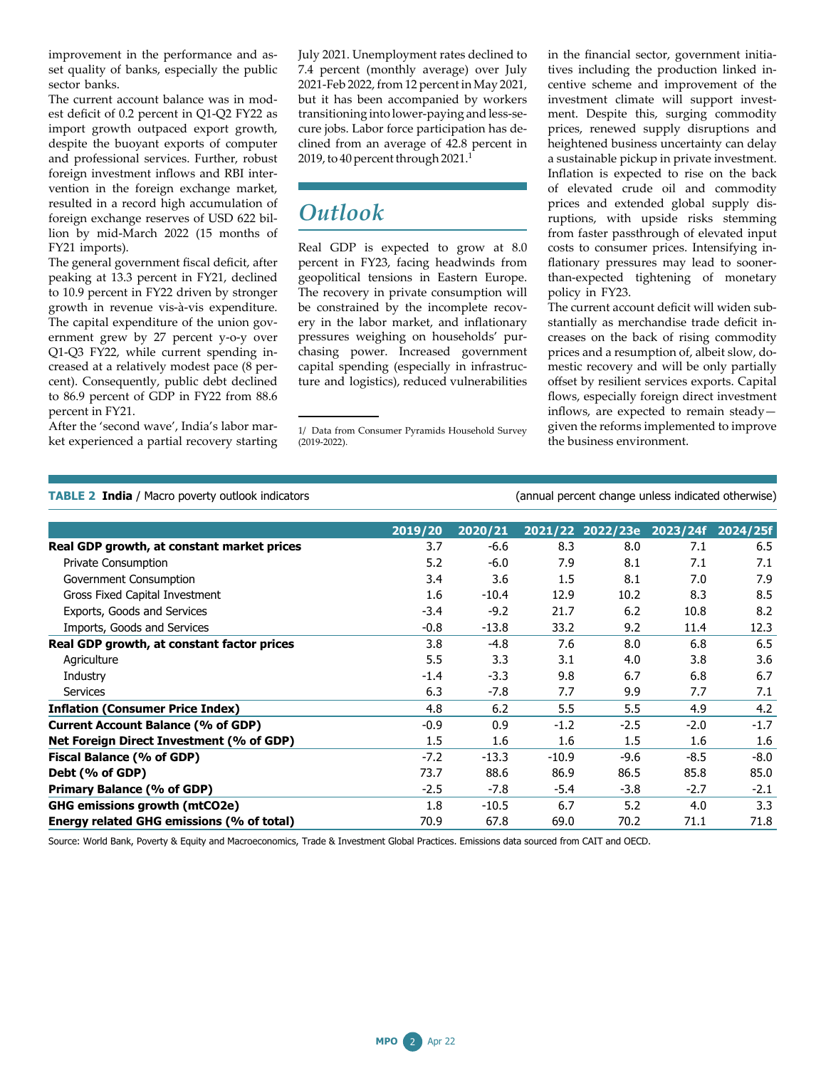improvement in the performance and asset quality of banks, especially the public sector banks.

The current account balance was in modest deficit of 0.2 percent in Q1-Q2 FY22 as import growth outpaced export growth, despite the buoyant exports of computer and professional services. Further, robust foreign investment inflows and RBI intervention in the foreign exchange market, resulted in a record high accumulation of foreign exchange reserves of USD 622 billion by mid-March 2022 (15 months of FY21 imports).

The general government fiscal deficit, after peaking at 13.3 percent in FY21, declined to 10.9 percent in FY22 driven by stronger growth in revenue vis-à-vis expenditure. The capital expenditure of the union government grew by 27 percent y-o-y over Q1-Q3 FY22, while current spending increased at a relatively modest pace (8 percent). Consequently, public debt declined to 86.9 percent of GDP in FY22 from 88.6 percent in FY21.

After the 'second wave', India's labor market experienced a partial recovery starting July 2021. Unemployment rates declined to 7.4 percent (monthly average) over July 2021-Feb 2022, from 12 percent in May 2021, but it has been accompanied by workers transitioning into lower-paying and less-secure jobs. Labor force participation has declined from an average of 42.8 percent in 2019, to 40 percent through 2021.[1]

## Outlook

Real GDP is expected to grow at 8.0 percent in FY23, facing headwinds from geopolitical tensions in Eastern Europe. The recovery in private consumption will be constrained by the incomplete recovery in the labor market, and inflationary pressures weighing on households' purchasing power. Increased government capital spending (especially in infrastructure and logistics), reduced vulnerabilities in the financial sector, government initiatives including the production linked incentive scheme and improvement of the investment climate will support investment. Despite this, surging commodity prices, renewed supply disruptions and heightened business uncertainty can delay a sustainable pickup in private investment. Inflation is expected to rise on the back of elevated crude oil and commodity prices and extended global supply disruptions, with upside risks stemming from faster passthrough of elevated input costs to consumer prices. Intensifying inflationary pressures may lead to sooner-than-expected tightening of monetary policy in FY23.

The current account deficit will widen substantially as merchandise trade deficit increases on the back of rising commodity prices and a resumption of, albeit slow, domestic recovery and will be only partially offset by resilient services exports. Capital flows, especially foreign direct investment inflows, are expected to remain steady—given the reforms implemented to improve the business environment.

1/ Data from Consumer Pyramids Household Survey (2019-2022).

**TABLE 2 India** / Macro poverty outlook indicators (annual percent change unless indicated otherwise)

| | 2019/20 | 2020/21 | 2021/22 | 2022/23e | 2023/24f | 2024/25f |
|---|---|---|---|---|---|---|
| **Real GDP growth, at constant market prices** | 3.7 | -6.6 | 8.3 | 8.0 | 7.1 | 6.5 |
| Private Consumption | 5.2 | -6.0 | 7.9 | 8.1 | 7.1 | 7.1 |
| Government Consumption | 3.4 | 3.6 | 1.5 | 8.1 | 7.0 | 7.9 |
| Gross Fixed Capital Investment | 1.6 | -10.4 | 12.9 | 10.2 | 8.3 | 8.5 |
| Exports, Goods and Services | -3.4 | -9.2 | 21.7 | 6.2 | 10.8 | 8.2 |
| Imports, Goods and Services | -0.8 | -13.8 | 33.2 | 9.2 | 11.4 | 12.3 |
| **Real GDP growth, at constant factor prices** | 3.8 | -4.8 | 7.6 | 8.0 | 6.8 | 6.5 |
| Agriculture | 5.5 | 3.3 | 3.1 | 4.0 | 3.8 | 3.6 |
| Industry | -1.4 | -3.3 | 9.8 | 6.7 | 6.8 | 6.7 |
| Services | 6.3 | -7.8 | 7.7 | 9.9 | 7.7 | 7.1 |
| **Inflation (Consumer Price Index)** | 4.8 | 6.2 | 5.5 | 5.5 | 4.9 | 4.2 |
| **Current Account Balance (% of GDP)** | -0.9 | 0.9 | -1.2 | -2.5 | -2.0 | -1.7 |
| **Net Foreign Direct Investment (% of GDP)** | 1.5 | 1.6 | 1.6 | 1.5 | 1.6 | 1.6 |
| **Fiscal Balance (% of GDP)** | -7.2 | -13.3 | -10.9 | -9.6 | -8.5 | -8.0 |
| **Debt (% of GDP)** | 73.7 | 88.6 | 86.9 | 86.5 | 85.8 | 85.0 |
| **Primary Balance (% of GDP)** | -2.5 | -7.8 | -5.4 | -3.8 | -2.7 | -2.1 |
| **GHG emissions growth (mtCO2e)** | 1.8 | -10.5 | 6.7 | 5.2 | 4.0 | 3.3 |
| **Energy related GHG emissions (% of total)** | 70.9 | 67.8 | 69.0 | 70.2 | 71.1 | 71.8 |

Source: World Bank, Poverty & Equity and Macroeconomics, Trade & Investment Global Practices. Emissions data sourced from CAIT and OECD.